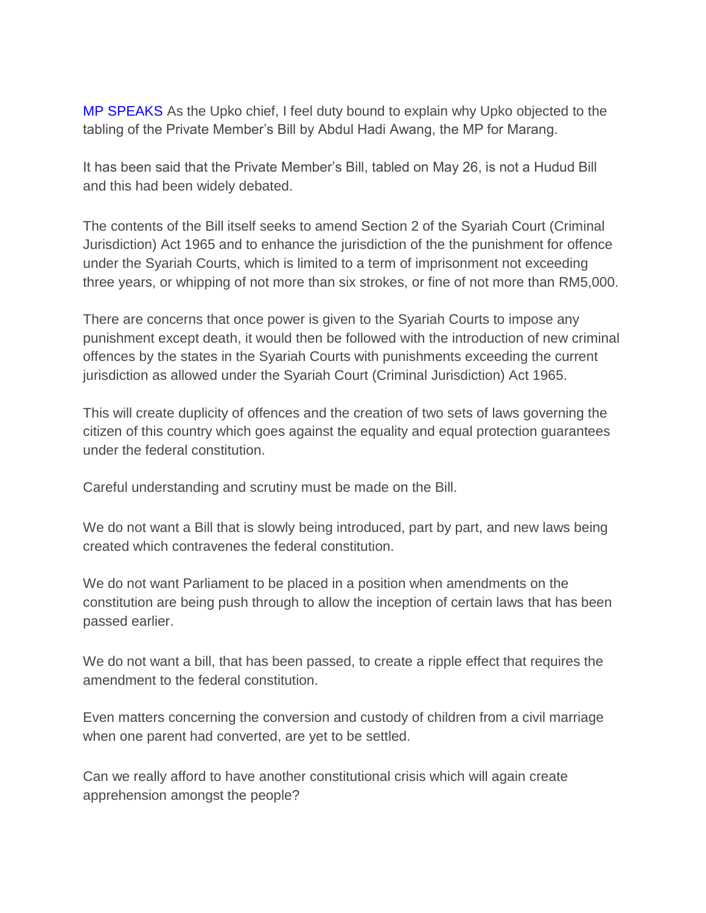MP SPEAKS As the Upko chief, I feel duty bound to explain why Upko objected to the tabling of the Private Member's Bill by Abdul Hadi Awang, the MP for Marang.

It has been said that the Private Member's Bill, tabled on May 26, is not a Hudud Bill and this had been widely debated.

The contents of the Bill itself seeks to amend Section 2 of the Syariah Court (Criminal Jurisdiction) Act 1965 and to enhance the jurisdiction of the the punishment for offence under the Syariah Courts, which is limited to a term of imprisonment not exceeding three years, or whipping of not more than six strokes, or fine of not more than RM5,000.

There are concerns that once power is given to the Syariah Courts to impose any punishment except death, it would then be followed with the introduction of new criminal offences by the states in the Syariah Courts with punishments exceeding the current jurisdiction as allowed under the Syariah Court (Criminal Jurisdiction) Act 1965.

This will create duplicity of offences and the creation of two sets of laws governing the citizen of this country which goes against the equality and equal protection guarantees under the federal constitution.

Careful understanding and scrutiny must be made on the Bill.

We do not want a Bill that is slowly being introduced, part by part, and new laws being created which contravenes the federal constitution.

We do not want Parliament to be placed in a position when amendments on the constitution are being push through to allow the inception of certain laws that has been passed earlier.

We do not want a bill, that has been passed, to create a ripple effect that requires the amendment to the federal constitution.

Even matters concerning the conversion and custody of children from a civil marriage when one parent had converted, are yet to be settled.

Can we really afford to have another constitutional crisis which will again create apprehension amongst the people?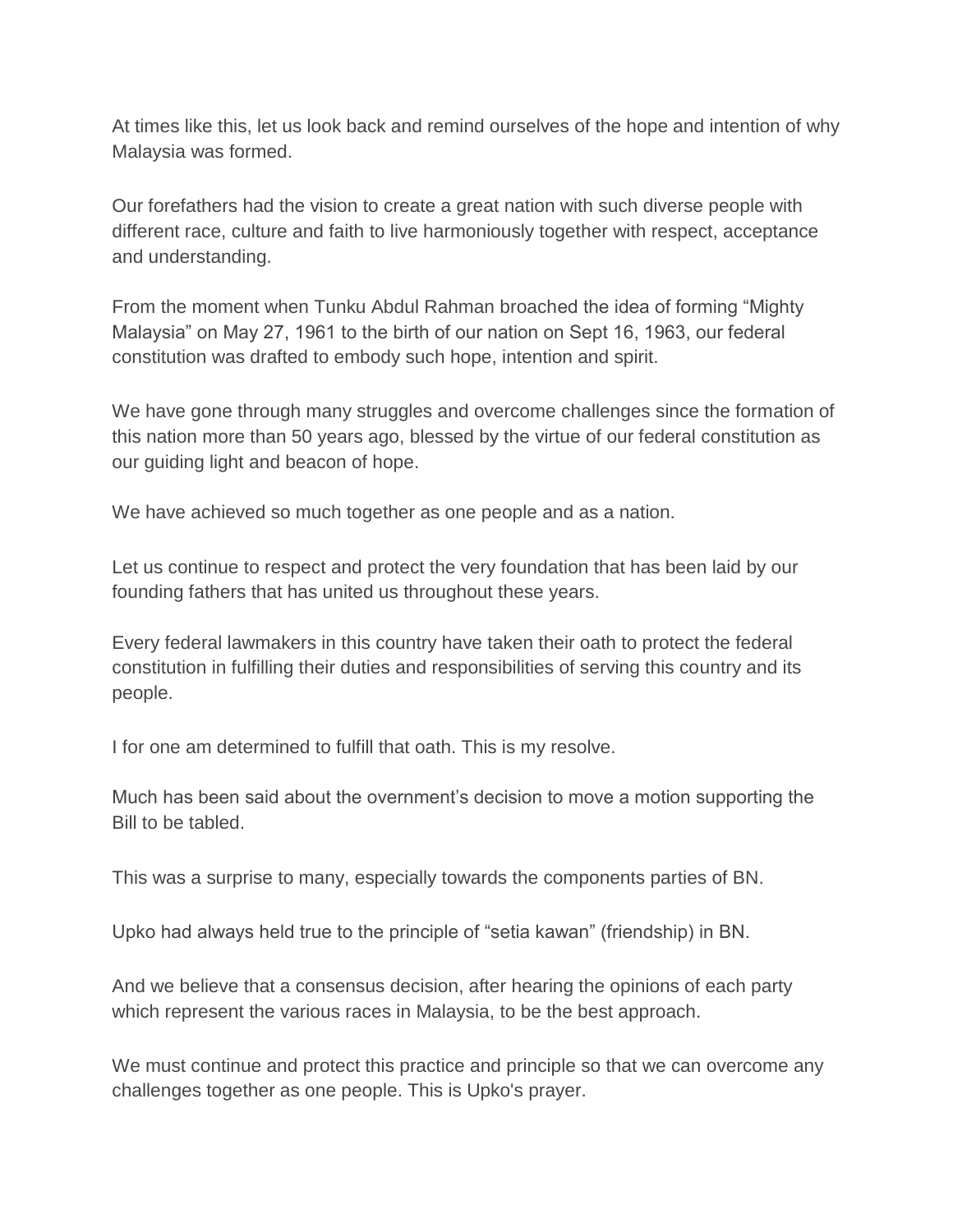At times like this, let us look back and remind ourselves of the hope and intention of why Malaysia was formed.

Our forefathers had the vision to create a great nation with such diverse people with different race, culture and faith to live harmoniously together with respect, acceptance and understanding.

From the moment when Tunku Abdul Rahman broached the idea of forming “Mighty Malaysia” on May 27, 1961 to the birth of our nation on Sept 16, 1963, our federal constitution was drafted to embody such hope, intention and spirit.

We have gone through many struggles and overcome challenges since the formation of this nation more than 50 years ago, blessed by the virtue of our federal constitution as our guiding light and beacon of hope.

We have achieved so much together as one people and as a nation.

Let us continue to respect and protect the very foundation that has been laid by our founding fathers that has united us throughout these years.

Every federal lawmakers in this country have taken their oath to protect the federal constitution in fulfilling their duties and responsibilities of serving this country and its people.

I for one am determined to fulfill that oath. This is my resolve.

Much has been said about the overnment’s decision to move a motion supporting the Bill to be tabled.

This was a surprise to many, especially towards the components parties of BN.

Upko had always held true to the principle of “setia kawan” (friendship) in BN.

And we believe that a consensus decision, after hearing the opinions of each party which represent the various races in Malaysia, to be the best approach.

We must continue and protect this practice and principle so that we can overcome any challenges together as one people. This is Upko's prayer.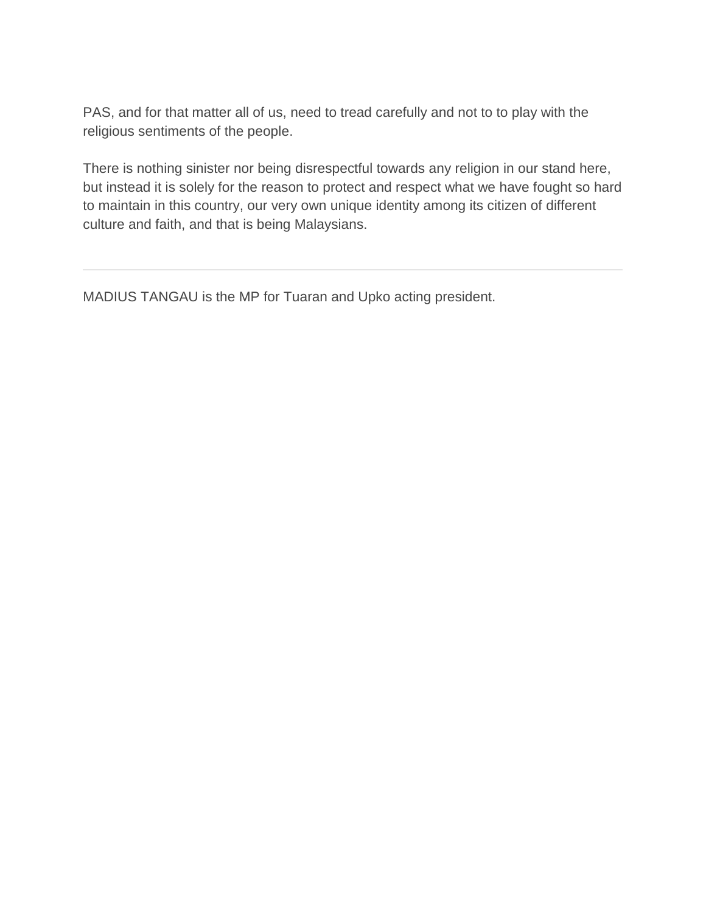PAS, and for that matter all of us, need to tread carefully and not to to play with the religious sentiments of the people.

There is nothing sinister nor being disrespectful towards any religion in our stand here, but instead it is solely for the reason to protect and respect what we have fought so hard to maintain in this country, our very own unique identity among its citizen of different culture and faith, and that is being Malaysians.

---

MADIUS TANGAU is the MP for Tuaran and Upko acting president.